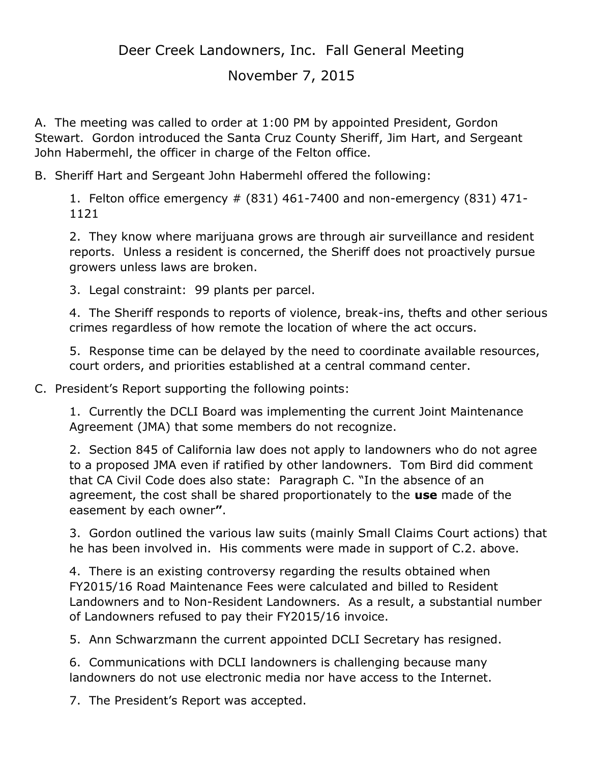# Deer Creek Landowners, Inc. Fall General Meeting

## November 7, 2015

A. The meeting was called to order at 1:00 PM by appointed President, Gordon Stewart. Gordon introduced the Santa Cruz County Sheriff, Jim Hart, and Sergeant John Habermehl, the officer in charge of the Felton office.

B. Sheriff Hart and Sergeant John Habermehl offered the following:

1. Felton office emergency # (831) 461-7400 and non-emergency (831) 471-1121

2. They know where marijuana grows are through air surveillance and resident reports. Unless a resident is concerned, the Sheriff does not proactively pursue growers unless laws are broken.

3. Legal constraint: 99 plants per parcel.

4. The Sheriff responds to reports of violence, break-ins, thefts and other serious crimes regardless of how remote the location of where the act occurs.

5. Response time can be delayed by the need to coordinate available resources, court orders, and priorities established at a central command center.

C. President's Report supporting the following points:

1. Currently the DCLI Board was implementing the current Joint Maintenance Agreement (JMA) that some members do not recognize.

2. Section 845 of California law does not apply to landowners who do not agree to a proposed JMA even if ratified by other landowners. Tom Bird did comment that CA Civil Code does also state: Paragraph C. "In the absence of an agreement, the cost shall be shared proportionately to the **use** made of the easement by each owner**"**.

3. Gordon outlined the various law suits (mainly Small Claims Court actions) that he has been involved in. His comments were made in support of C.2. above.

4. There is an existing controversy regarding the results obtained when FY2015/16 Road Maintenance Fees were calculated and billed to Resident Landowners and to Non-Resident Landowners. As a result, a substantial number of Landowners refused to pay their FY2015/16 invoice.

5. Ann Schwarzmann the current appointed DCLI Secretary has resigned.

6. Communications with DCLI landowners is challenging because many landowners do not use electronic media nor have access to the Internet.

7. The President's Report was accepted.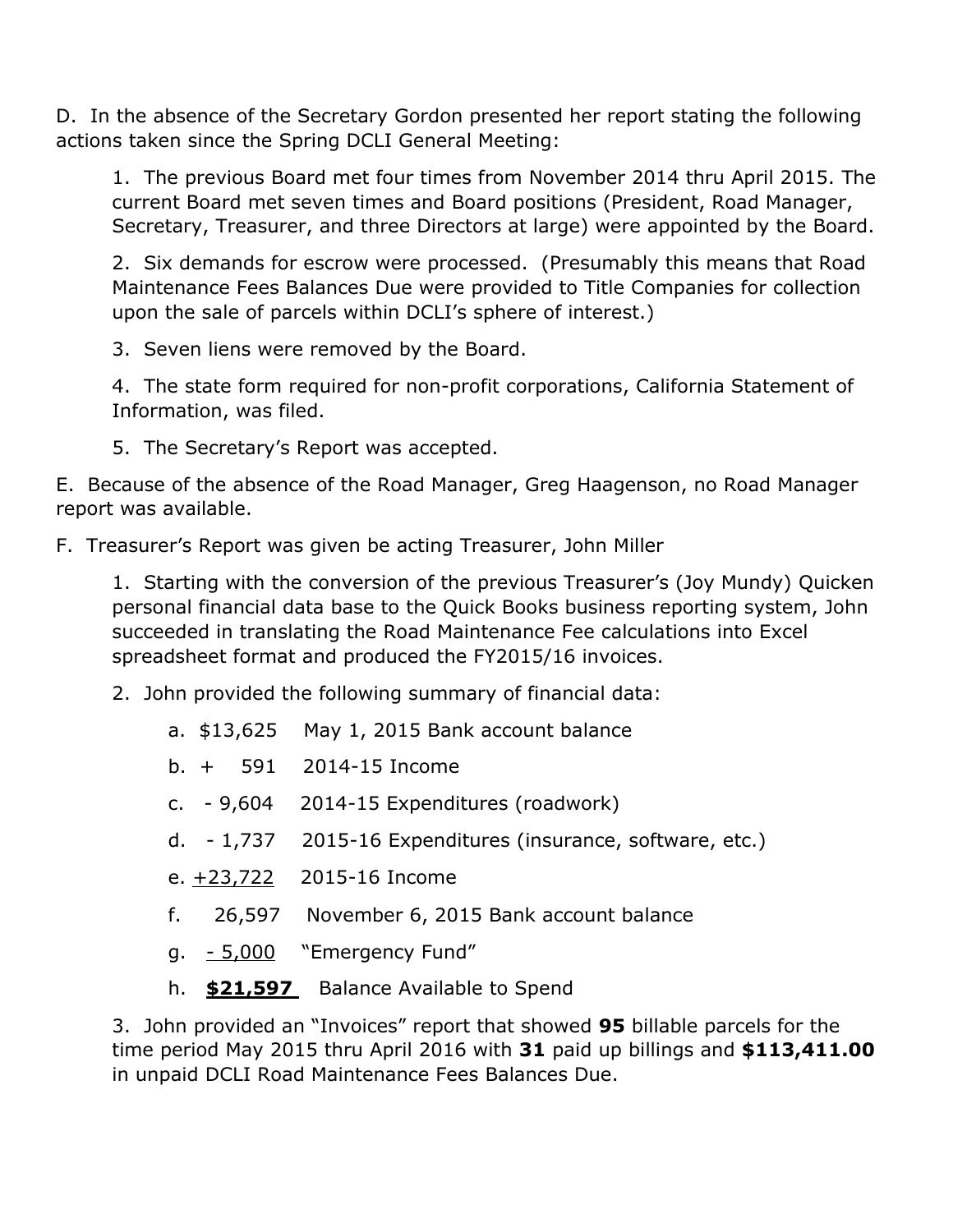D. In the absence of the Secretary Gordon presented her report stating the following actions taken since the Spring DCLI General Meeting:

1. The previous Board met four times from November 2014 thru April 2015. The current Board met seven times and Board positions (President, Road Manager, Secretary, Treasurer, and three Directors at large) were appointed by the Board.

2. Six demands for escrow were processed. (Presumably this means that Road Maintenance Fees Balances Due were provided to Title Companies for collection upon the sale of parcels within DCLI's sphere of interest.)

3. Seven liens were removed by the Board.

4. The state form required for non-profit corporations, California Statement of Information, was filed.

5. The Secretary's Report was accepted.

E. Because of the absence of the Road Manager, Greg Haagenson, no Road Manager report was available.

F. Treasurer's Report was given be acting Treasurer, John Miller

1. Starting with the conversion of the previous Treasurer's (Joy Mundy) Quicken personal financial data base to the Quick Books business reporting system, John succeeded in translating the Road Maintenance Fee calculations into Excel spreadsheet format and produced the FY2015/16 invoices.

2. John provided the following summary of financial data:

   a. $13,625 May 1, 2015 Bank account balance

   b. + 591 2014-15 Income

   c. - 9,604 2014-15 Expenditures (roadwork)

   d. - 1,737 2015-16 Expenditures (insurance, software, etc.)

   e. +23,722 2015-16 Income

   f. 26,597 November 6, 2015 Bank account balance

   g. - 5,000 "Emergency Fund"

   h. **$21,597** Balance Available to Spend

3. John provided an "Invoices" report that showed **95** billable parcels for the time period May 2015 thru April 2016 with **31** paid up billings and **$113,411.00** in unpaid DCLI Road Maintenance Fees Balances Due.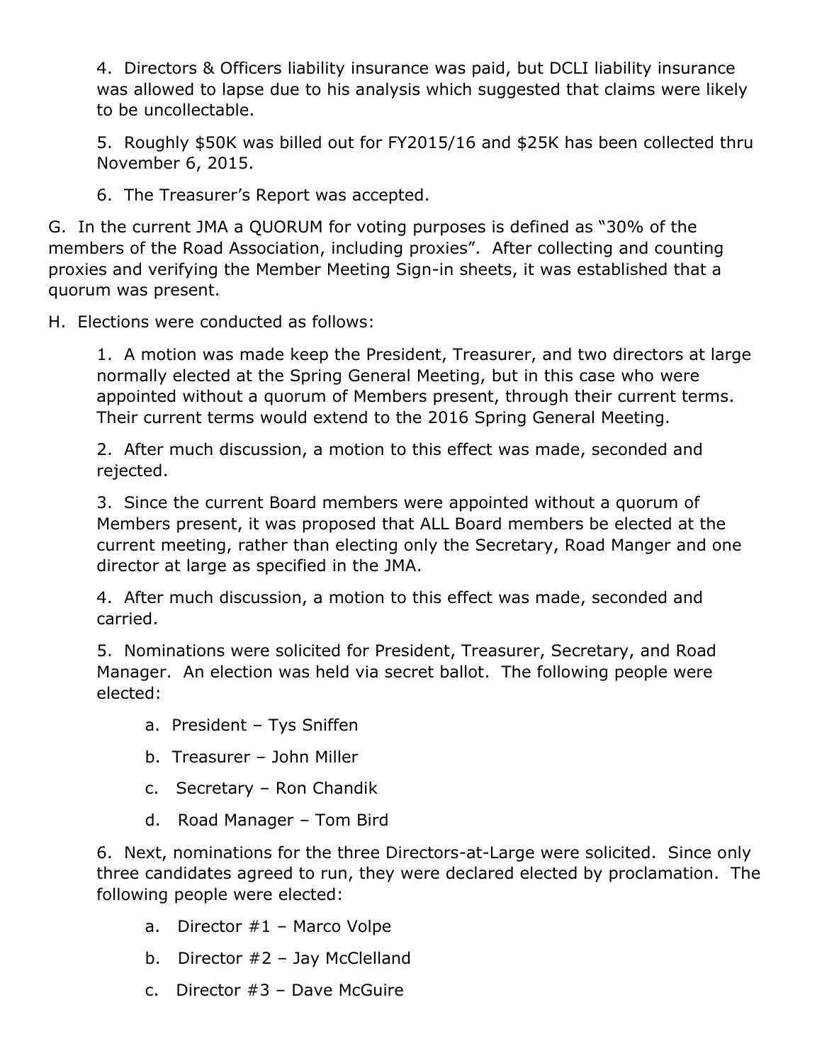4. Directors & Officers liability insurance was paid, but DCLI liability insurance was allowed to lapse due to his analysis which suggested that claims were likely to be uncollectable.

5. Roughly $50K was billed out for FY2015/16 and $25K has been collected thru November 6, 2015.

6. The Treasurer's Report was accepted.

G. In the current JMA a QUORUM for voting purposes is defined as "30% of the members of the Road Association, including proxies". After collecting and counting proxies and verifying the Member Meeting Sign-in sheets, it was established that a quorum was present.

H. Elections were conducted as follows:

1. A motion was made keep the President, Treasurer, and two directors at large normally elected at the Spring General Meeting, but in this case who were appointed without a quorum of Members present, through their current terms. Their current terms would extend to the 2016 Spring General Meeting.

2. After much discussion, a motion to this effect was made, seconded and rejected.

3. Since the current Board members were appointed without a quorum of Members present, it was proposed that ALL Board members be elected at the current meeting, rather than electing only the Secretary, Road Manger and one director at large as specified in the JMA.

4. After much discussion, a motion to this effect was made, seconded and carried.

5. Nominations were solicited for President, Treasurer, Secretary, and Road Manager. An election was held via secret ballot. The following people were elected:

   a. President – Tys Sniffen

   b. Treasurer – John Miller

   c. Secretary – Ron Chandik

   d. Road Manager – Tom Bird

6. Next, nominations for the three Directors-at-Large were solicited. Since only three candidates agreed to run, they were declared elected by proclamation. The following people were elected:

   a. Director #1 – Marco Volpe

   b. Director #2 – Jay McClelland

   c. Director #3 – Dave McGuire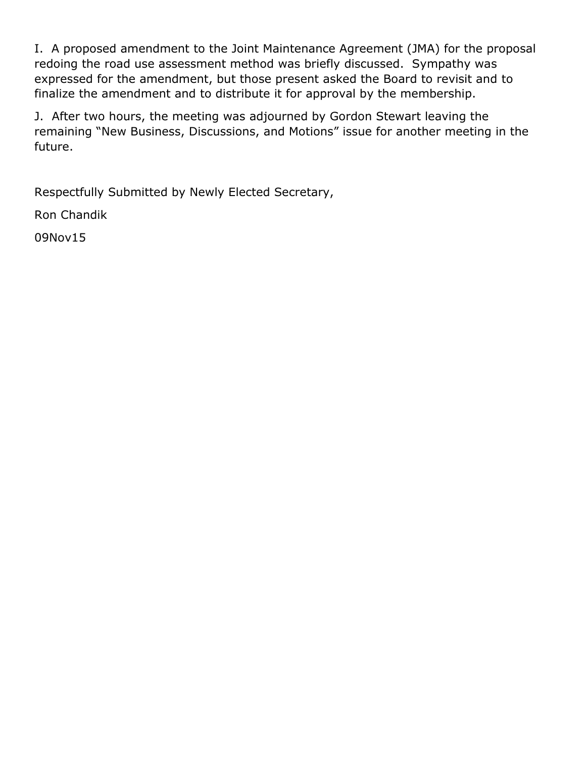I. A proposed amendment to the Joint Maintenance Agreement (JMA) for the proposal redoing the road use assessment method was briefly discussed. Sympathy was expressed for the amendment, but those present asked the Board to revisit and to finalize the amendment and to distribute it for approval by the membership.

J. After two hours, the meeting was adjourned by Gordon Stewart leaving the remaining "New Business, Discussions, and Motions" issue for another meeting in the future.

Respectfully Submitted by Newly Elected Secretary,

Ron Chandik

09Nov15